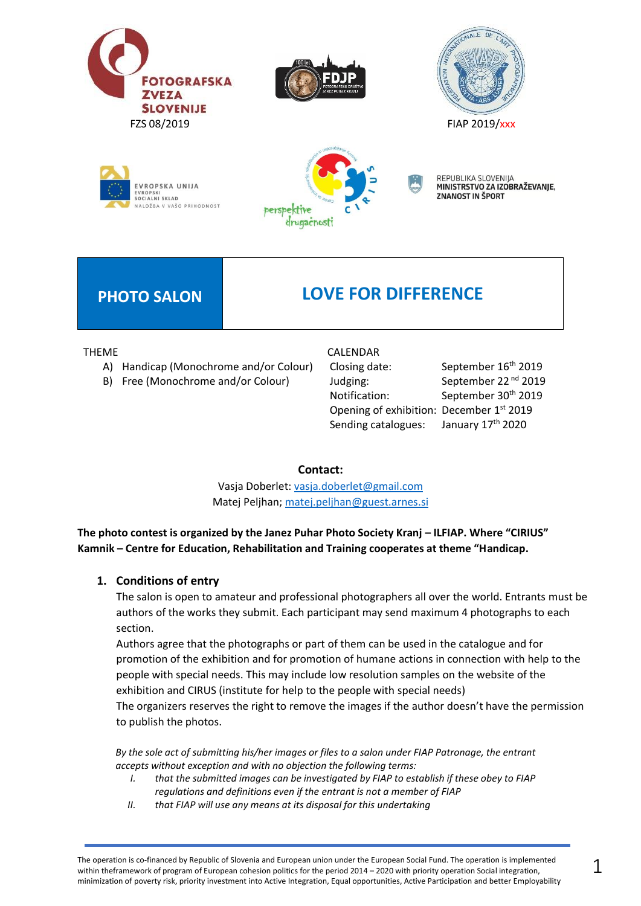FOTOGRAFSKA ZVEZA SLOVENIJE

FZS 08/2019

FIAP 2019/xxx

EVROPSKA UNIJA
EVROPSKI SOCIALNI SKLAD
NALOŽBA V VAŠO PRIHODNOST

perspektive drugačnosti

REPUBLIKA SLOVENIJA
MINISTRSTVO ZA IZOBRAŽEVANJE, ZNANOST IN ŠPORT

# PHOTO SALON — LOVE FOR DIFFERENCE

THEME

A) Handicap (Monochrome and/or Colour)
B) Free (Monochrome and/or Colour)

CALENDAR

| | |
|---|---|
| Closing date: | September 16th 2019 |
| Judging: | September 22nd 2019 |
| Notification: | September 30th 2019 |
| Opening of exhibition: | December 1st 2019 |
| Sending catalogues: | January 17th 2020 |

**Contact:**

Vasja Doberlet: vasja.doberlet@gmail.com
Matej Peljhan; matej.peljhan@guest.arnes.si

**The photo contest is organized by the Janez Puhar Photo Society Kranj – ILFIAP. Where "CIRIUS" Kamnik – Centre for Education, Rehabilitation and Training cooperates at theme "Handicap.**

## 1. Conditions of entry

The salon is open to amateur and professional photographers all over the world. Entrants must be authors of the works they submit. Each participant may send maximum 4 photographs to each section.

Authors agree that the photographs or part of them can be used in the catalogue and for promotion of the exhibition and for promotion of humane actions in connection with help to the people with special needs. This may include low resolution samples on the website of the exhibition and CIRUS (institute for help to the people with special needs)

The organizers reserves the right to remove the images if the author doesn't have the permission to publish the photos.

*By the sole act of submitting his/her images or files to a salon under FIAP Patronage, the entrant accepts without exception and with no objection the following terms:*

I. *that the submitted images can be investigated by FIAP to establish if these obey to FIAP regulations and definitions even if the entrant is not a member of FIAP*
II. *that FIAP will use any means at its disposal for this undertaking*

The operation is co-financed by Republic of Slovenia and European union under the European Social Fund. The operation is implemented within theframework of program of European cohesion politics for the period 2014 – 2020 with priority operation Social integration, minimization of poverty risk, priority investment into Active Integration, Equal opportunities, Active Participation and better Employability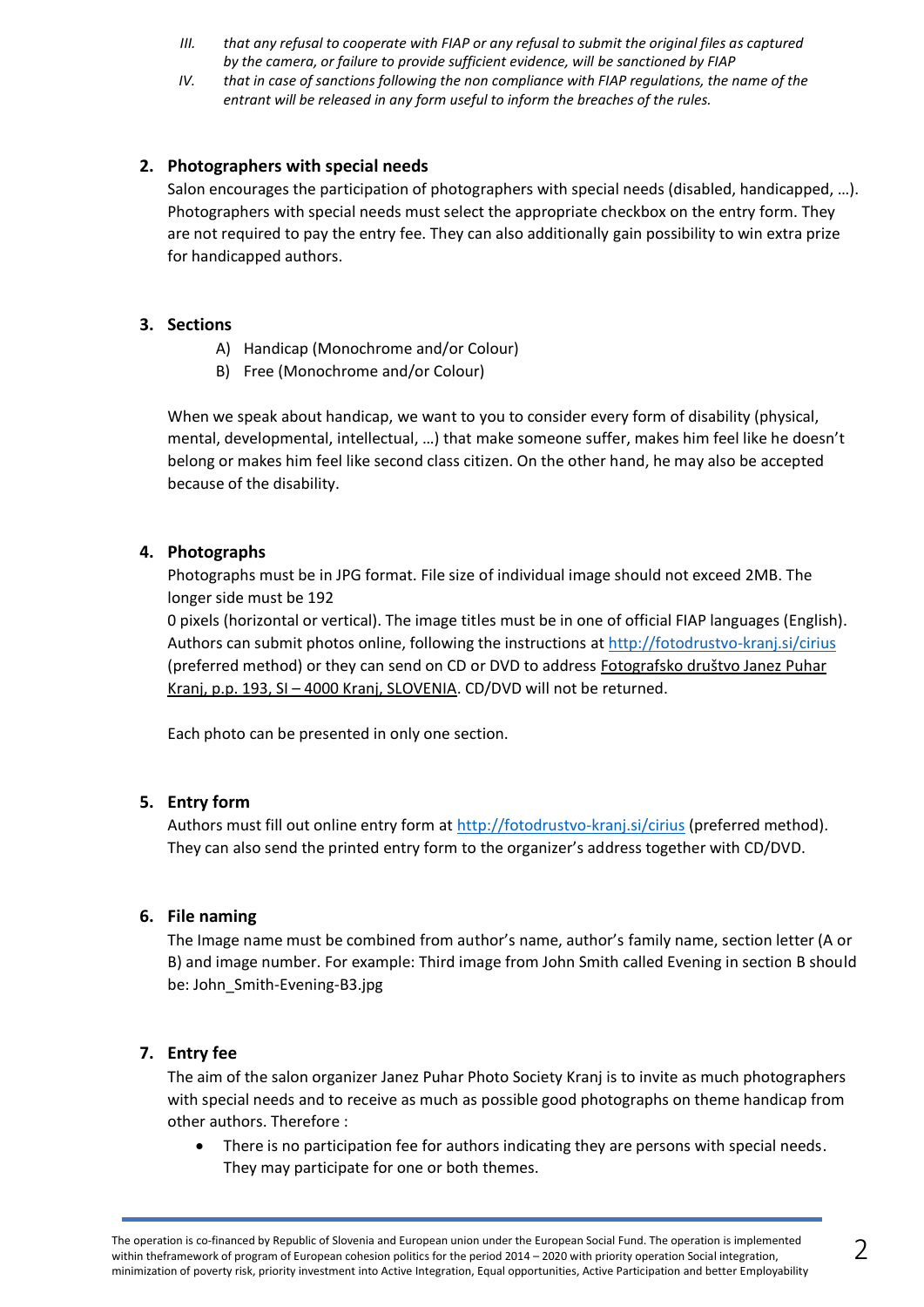III. *that any refusal to cooperate with FIAP or any refusal to submit the original files as captured by the camera, or failure to provide sufficient evidence, will be sanctioned by FIAP*

IV. *that in case of sanctions following the non compliance with FIAP regulations, the name of the entrant will be released in any form useful to inform the breaches of the rules.*

## 2. Photographers with special needs

Salon encourages the participation of photographers with special needs (disabled, handicapped, …). Photographers with special needs must select the appropriate checkbox on the entry form. They are not required to pay the entry fee. They can also additionally gain possibility to win extra prize for handicapped authors.

## 3. Sections

A) Handicap (Monochrome and/or Colour)
B) Free (Monochrome and/or Colour)

When we speak about handicap, we want to you to consider every form of disability (physical, mental, developmental, intellectual, …) that make someone suffer, makes him feel like he doesn't belong or makes him feel like second class citizen. On the other hand, he may also be accepted because of the disability.

## 4. Photographs

Photographs must be in JPG format. File size of individual image should not exceed 2MB. The longer side must be 192

0 pixels (horizontal or vertical). The image titles must be in one of official FIAP languages (English). Authors can submit photos online, following the instructions at http://fotodrustvo-kranj.si/cirius (preferred method) or they can send on CD or DVD to address Fotografsko društvo Janez Puhar Kranj, p.p. 193, SI – 4000 Kranj, SLOVENIA. CD/DVD will not be returned.

Each photo can be presented in only one section.

## 5. Entry form

Authors must fill out online entry form at http://fotodrustvo-kranj.si/cirius (preferred method). They can also send the printed entry form to the organizer's address together with CD/DVD.

## 6. File naming

The Image name must be combined from author's name, author's family name, section letter (A or B) and image number. For example: Third image from John Smith called Evening in section B should be: John_Smith-Evening-B3.jpg

## 7. Entry fee

The aim of the salon organizer Janez Puhar Photo Society Kranj is to invite as much photographers with special needs and to receive as much as possible good photographs on theme handicap from other authors. Therefore :

- There is no participation fee for authors indicating they are persons with special needs. They may participate for one or both themes.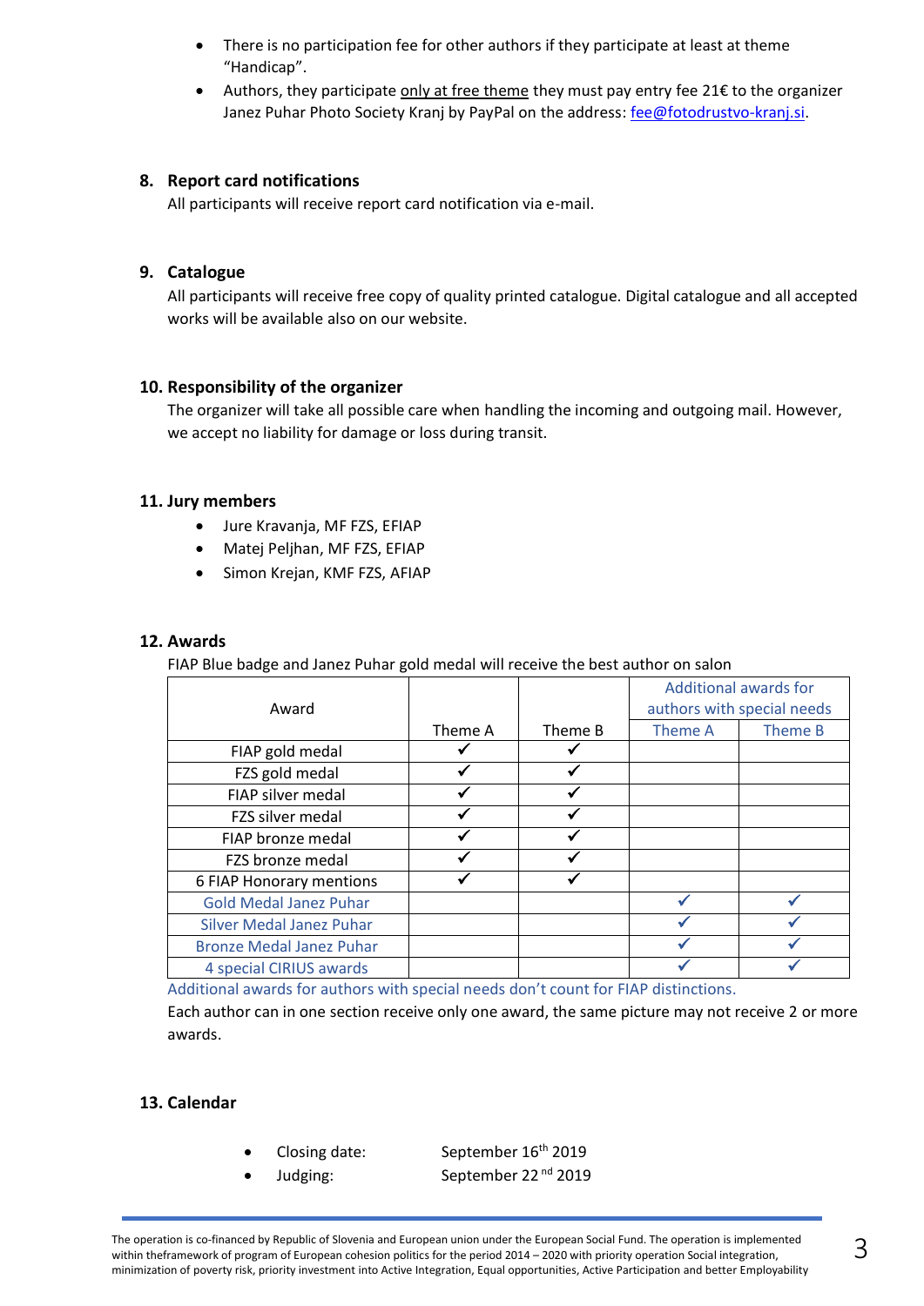- There is no participation fee for other authors if they participate at least at theme "Handicap".
- Authors, they participate only at free theme they must pay entry fee 21€ to the organizer Janez Puhar Photo Society Kranj by PayPal on the address: fee@fotodrustvo-kranj.si.

## 8. Report card notifications

All participants will receive report card notification via e-mail.

## 9. Catalogue

All participants will receive free copy of quality printed catalogue. Digital catalogue and all accepted works will be available also on our website.

## 10. Responsibility of the organizer

The organizer will take all possible care when handling the incoming and outgoing mail. However, we accept no liability for damage or loss during transit.

## 11. Jury members

- Jure Kravanja, MF FZS, EFIAP
- Matej Peljhan, MF FZS, EFIAP
- Simon Krejan, KMF FZS, AFIAP

## 12. Awards

FIAP Blue badge and Janez Puhar gold medal will receive the best author on salon

| Award | | | Additional awards for authors with special needs | |
|---|---|---|---|---|
| | Theme A | Theme B | Theme A | Theme B |
| FIAP gold medal | ✓ | ✓ | | |
| FZS gold medal | ✓ | ✓ | | |
| FIAP silver medal | ✓ | ✓ | | |
| FZS silver medal | ✓ | ✓ | | |
| FIAP bronze medal | ✓ | ✓ | | |
| FZS bronze medal | ✓ | ✓ | | |
| 6 FIAP Honorary mentions | ✓ | ✓ | | |
| Gold Medal Janez Puhar | | | ✓ | ✓ |
| Silver Medal Janez Puhar | | | ✓ | ✓ |
| Bronze Medal Janez Puhar | | | ✓ | ✓ |
| 4 special CIRIUS awards | | | ✓ | ✓ |

Additional awards for authors with special needs don't count for FIAP distinctions.

Each author can in one section receive only one award, the same picture may not receive 2 or more awards.

## 13. Calendar

- Closing date: September 16th 2019
- Judging: September 22nd 2019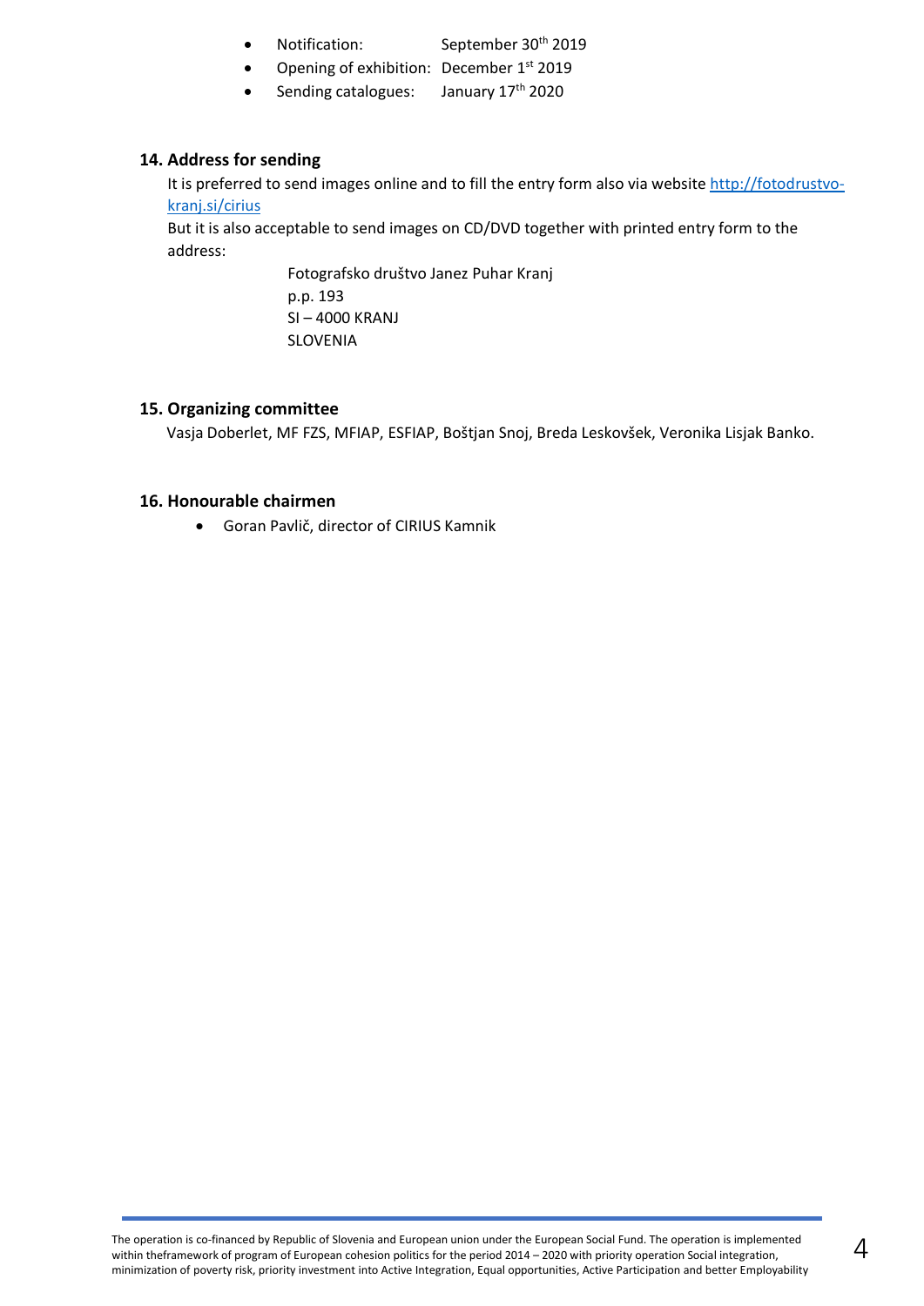- Notification: September 30th 2019
- Opening of exhibition: December 1st 2019
- Sending catalogues: January 17th 2020

## 14. Address for sending

It is preferred to send images online and to fill the entry form also via website http://fotodrustvo-kranj.si/cirius

But it is also acceptable to send images on CD/DVD together with printed entry form to the address:

Fotografsko društvo Janez Puhar Kranj
p.p. 193
SI – 4000 KRANJ
SLOVENIA

## 15. Organizing committee

Vasja Doberlet, MF FZS, MFIAP, ESFIAP, Boštjan Snoj, Breda Leskovšek, Veronika Lisjak Banko.

## 16. Honourable chairmen

- Goran Pavlič, director of CIRIUS Kamnik

The operation is co-financed by Republic of Slovenia and European union under the European Social Fund. The operation is implemented within theframework of program of European cohesion politics for the period 2014 – 2020 with priority operation Social integration, minimization of poverty risk, priority investment into Active Integration, Equal opportunities, Active Participation and better Employability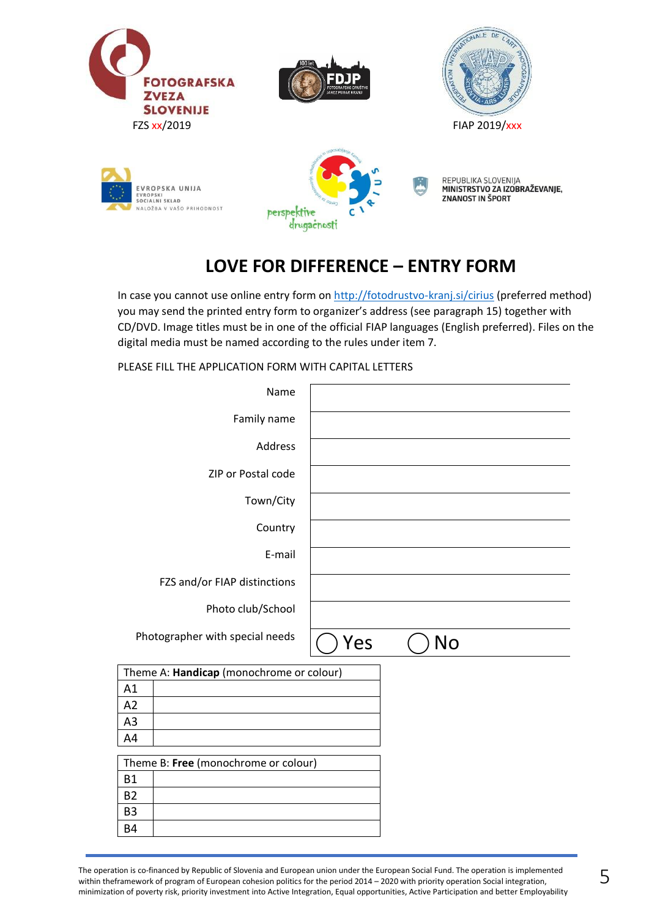FOTOGRAFSKA ZVEZA SLOVENIJE

FZS xx/2019

FIAP 2019/xxx

EVROPSKA UNIJA
EVROPSKI SOCIALNI SKLAD
NALOŽBA V VAŠO PRIHODNOST

perspektive drugačnosti

REPUBLIKA SLOVENIJA
MINISTRSTVO ZA IZOBRAŽEVANJE, ZNANOST IN ŠPORT

# LOVE FOR DIFFERENCE – ENTRY FORM

In case you cannot use online entry form on http://fotodrustvo-kranj.si/cirius (preferred method) you may send the printed entry form to organizer's address (see paragraph 15) together with CD/DVD. Image titles must be in one of the official FIAP languages (English preferred). Files on the digital media must be named according to the rules under item 7.

PLEASE FILL THE APPLICATION FORM WITH CAPITAL LETTERS

| | |
|---|---|
| Name | |
| Family name | |
| Address | |
| ZIP or Postal code | |
| Town/City | |
| Country | |
| E-mail | |
| FZS and/or FIAP distinctions | |
| Photo club/School | |
| Photographer with special needs | ◯ Yes ◯ No |

| Theme A: **Handicap** (monochrome or colour) | |
|---|---|
| A1 | |
| A2 | |
| A3 | |
| A4 | |

| Theme B: **Free** (monochrome or colour) | |
|---|---|
| B1 | |
| B2 | |
| B3 | |
| B4 | |

The operation is co-financed by Republic of Slovenia and European union under the European Social Fund. The operation is implemented within theframework of program of European cohesion politics for the period 2014 – 2020 with priority operation Social integration, minimization of poverty risk, priority investment into Active Integration, Equal opportunities, Active Participation and better Employability